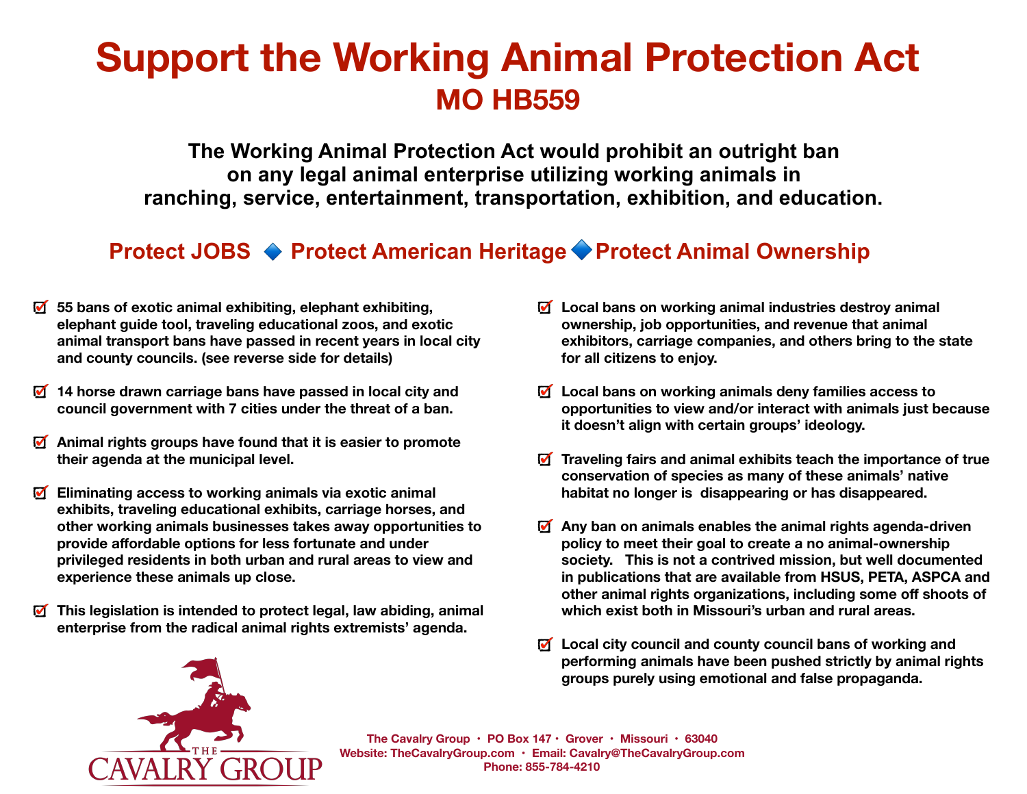# Support the Working Animal Protection Act

## MO HB559

**The Working Animal Protection Act would prohibit an outright ban on any legal animal enterprise utilizing working animals in ranching, service, entertainment, transportation, exhibition, and education.**

**Protect JOBS 🔷 Protect American Heritage 🔷 Protect Animal Ownership**

- ☑ **55 bans of exotic animal exhibiting, elephant exhibiting, elephant guide tool, traveling educational zoos, and exotic animal transport bans have passed in recent years in local city and county councils. (see reverse side for details)**
- ☑ **14 horse drawn carriage bans have passed in local city and council government with 7 cities under the threat of a ban.**
- ☑ **Animal rights groups have found that it is easier to promote their agenda at the municipal level.**
- ☑ **Eliminating access to working animals via exotic animal exhibits, traveling educational exhibits, carriage horses, and other working animals businesses takes away opportunities to provide affordable options for less fortunate and under privileged residents in both urban and rural areas to view and experience these animals up close.**
- ☑ **This legislation is intended to protect legal, law abiding, animal enterprise from the radical animal rights extremists' agenda.**
- ☑ **Local bans on working animal industries destroy animal ownership, job opportunities, and revenue that animal exhibitors, carriage companies, and others bring to the state for all citizens to enjoy.**
- ☑ **Local bans on working animals deny families access to opportunities to view and/or interact with animals just because it doesn't align with certain groups' ideology.**
- ☑ **Traveling fairs and animal exhibits teach the importance of true conservation of species as many of these animals' native habitat no longer is disappearing or has disappeared.**
- ☑ **Any ban on animals enables the animal rights agenda-driven policy to meet their goal to create a no animal-ownership society. This is not a contrived mission, but well documented in publications that are available from HSUS, PETA, ASPCA and other animal rights organizations, including some off shoots of which exist both in Missouri's urban and rural areas.**
- ☑ **Local city council and county council bans of working and performing animals have been pushed strictly by animal rights groups purely using emotional and false propaganda.**

THE CAVALRY GROUP

The Cavalry Group • PO Box 147 • Grover • Missouri • 63040
Website: TheCavalryGroup.com • Email: Cavalry@TheCavalryGroup.com
Phone: 855-784-4210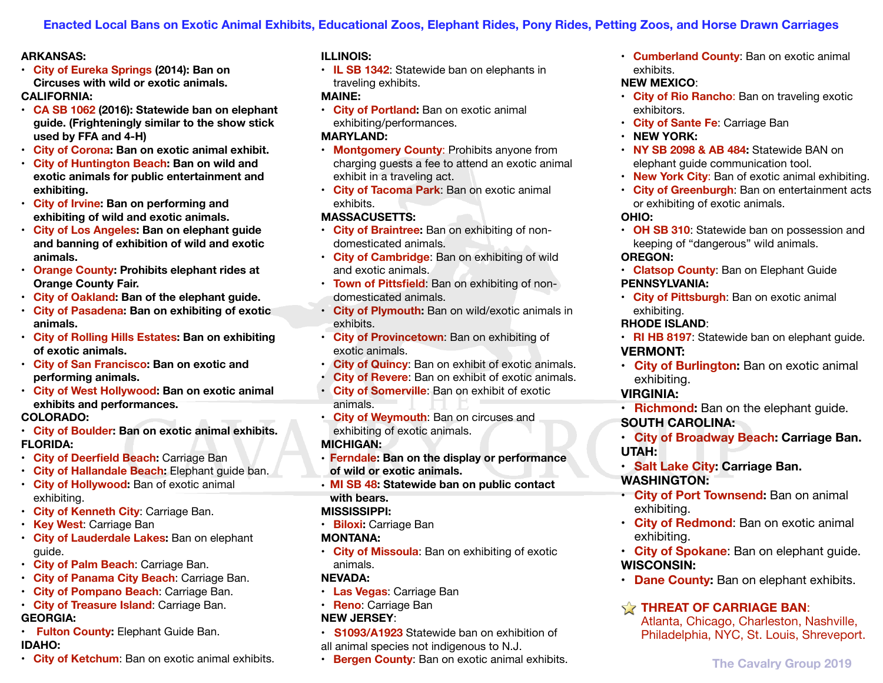# Enacted Local Bans on Exotic Animal Exhibits, Educational Zoos, Elephant Rides, Pony Rides, Petting Zoos, and Horse Drawn Carriages

**ARKANSAS:**

- **City of Eureka Springs (2014): Ban on Circuses with wild or exotic animals.**

**CALIFORNIA:**

- **CA SB 1062 (2016): Statewide ban on elephant guide. (Frighteningly similar to the show stick used by FFA and 4-H)**
- **City of Corona: Ban on exotic animal exhibit.**
- **City of Huntington Beach: Ban on wild and exotic animals for public entertainment and exhibiting.**
- **City of Irvine: Ban on performing and exhibiting of wild and exotic animals.**
- **City of Los Angeles: Ban on elephant guide and banning of exhibition of wild and exotic animals.**
- **Orange County: Prohibits elephant rides at Orange County Fair.**
- **City of Oakland: Ban of the elephant guide.**
- **City of Pasadena: Ban on exhibiting of exotic animals.**
- **City of Rolling Hills Estates: Ban on exhibiting of exotic animals.**
- **City of San Francisco: Ban on exotic and performing animals.**
- **City of West Hollywood: Ban on exotic animal exhibits and performances.**

**COLORADO:**

- **City of Boulder: Ban on exotic animal exhibits.**

**FLORIDA:**

- **City of Deerfield Beach:** Carriage Ban
- **City of Hallandale Beach:** Elephant guide ban.
- **City of Hollywood**: Ban of exotic animal exhibiting.
- **City of Kenneth City**: Carriage Ban.
- **Key West**: Carriage Ban
- **City of Lauderdale Lakes:** Ban on elephant guide.
- **City of Palm Beach**: Carriage Ban.
- **City of Panama City Beach**: Carriage Ban.
- **City of Pompano Beach**: Carriage Ban.
- **City of Treasure Island**: Carriage Ban.

**GEORGIA:**

- **Fulton County:** Elephant Guide Ban.

**IDAHO:**

- **City of Ketchum**: Ban on exotic animal exhibits.

**ILLINOIS:**

- **IL SB 1342**: Statewide ban on elephants in traveling exhibits.

**MAINE:**

- **City of Portland:** Ban on exotic animal exhibiting/performances.

**MARYLAND:**

- **Montgomery County**: Prohibits anyone from charging guests a fee to attend an exotic animal exhibit in a traveling act.
- **City of Tacoma Park**: Ban on exotic animal exhibits.

**MASSACUSETTS:**

- **City of Braintree:** Ban on exhibiting of non-domesticated animals.
- **City of Cambridge**: Ban on exhibiting of wild and exotic animals.
- **Town of Pittsfield**: Ban on exhibiting of non-domesticated animals.
- **City of Plymouth:** Ban on wild/exotic animals in exhibits.
- **City of Provincetown**: Ban on exhibiting of exotic animals.
- **City of Quincy**: Ban on exhibit of exotic animals.
- **City of Revere**: Ban on exhibit of exotic animals.
- **City of Somerville**: Ban on exhibit of exotic animals.
- **City of Weymouth**: Ban on circuses and exhibiting of exotic animals.

**MICHIGAN:**

- **Ferndale: Ban on the display or performance of wild or exotic animals.**
- **MI SB 48: Statewide ban on public contact with bears.**

**MISSISSIPPI:**

- **Biloxi:** Carriage Ban

**MONTANA:**

- **City of Missoula**: Ban on exhibiting of exotic animals.

**NEVADA:**

- **Las Vegas**: Carriage Ban
- **Reno**: Carriage Ban

**NEW JERSEY**:

- **S1093/A1923** Statewide ban on exhibition of all animal species not indigenous to N.J.
- **Bergen County**: Ban on exotic animal exhibits.
- **Cumberland County**: Ban on exotic animal exhibits.

**NEW MEXICO**:

- **City of Rio Rancho**: Ban on traveling exotic exhibitors.
- **City of Sante Fe**: Carriage Ban

**NEW YORK:**

- **NY SB 2098 & AB 484:** Statewide BAN on elephant guide communication tool.
- **New York City**: Ban of exotic animal exhibiting.
- **City of Greenburgh**: Ban on entertainment acts or exhibiting of exotic animals.

**OHIO:**

- **OH SB 310**: Statewide ban on possession and keeping of "dangerous" wild animals.

**OREGON:**

- **Clatsop County**: Ban on Elephant Guide

**PENNSYLVANIA:**

- **City of Pittsburgh**: Ban on exotic animal exhibiting.

**RHODE ISLAND**:

- **RI HB 8197**: Statewide ban on elephant guide.

**VERMONT:**

- **City of Burlington:** Ban on exotic animal exhibiting.

**VIRGINIA:**

- **Richmond:** Ban on the elephant guide.

**SOUTH CAROLINA:**

- **City of Broadway Beach: Carriage Ban.**

**UTAH:**

- **Salt Lake City: Carriage Ban.**

**WASHINGTON:**

- **City of Port Townsend:** Ban on animal exhibiting.
- **City of Redmond**: Ban on exotic animal exhibiting.
- **City of Spokane**: Ban on elephant guide.

**WISCONSIN:**

- **Dane County:** Ban on elephant exhibits.

**THREAT OF CARRIAGE BAN**: Atlanta, Chicago, Charleston, Nashville, Philadelphia, NYC, St. Louis, Shreveport.

The Cavalry Group 2019